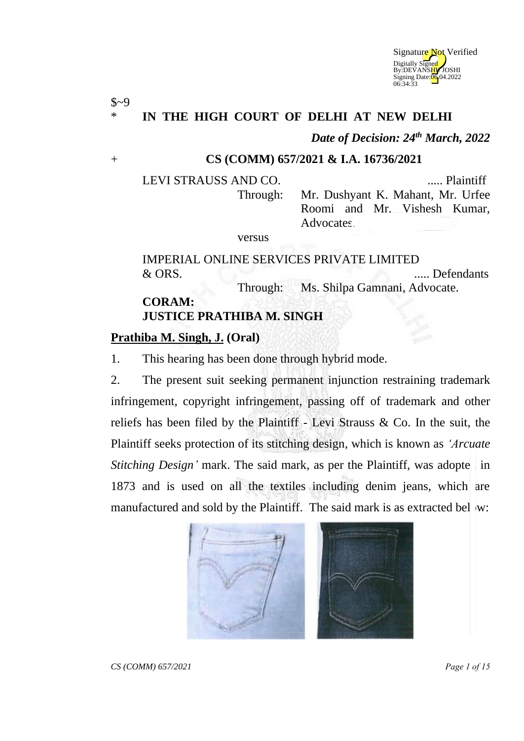$~9

\* **IN THE HIGH COURT OF DELHI AT NEW DELHI**

***Date of Decision: 24th March, 2022***

\+ **CS (COMM) 657/2021 & I.A. 16736/2021**

LEVI STRAUSS AND CO. ..... Plaintiff

Through: Mr. Dushyant K. Mahant, Mr. Urfee Roomi and Mr. Vishesh Kumar, Advocates.

versus

IMPERIAL ONLINE SERVICES PRIVATE LIMITED & ORS. ..... Defendants

Through: Ms. Shilpa Gamnani, Advocate.

**CORAM:**
**JUSTICE PRATHIBA M. SINGH**

**Prathiba M. Singh, J. (Oral)**

1. This hearing has been done through hybrid mode.

2. The present suit seeking permanent injunction restraining trademark infringement, copyright infringement, passing off of trademark and other reliefs has been filed by the Plaintiff - Levi Strauss & Co. In the suit, the Plaintiff seeks protection of its stitching design, which is known as *'Arcuate Stitching Design'* mark. The said mark, as per the Plaintiff, was adopted in 1873 and is used on all the textiles including denim jeans, which are manufactured and sold by the Plaintiff. The said mark is as extracted below: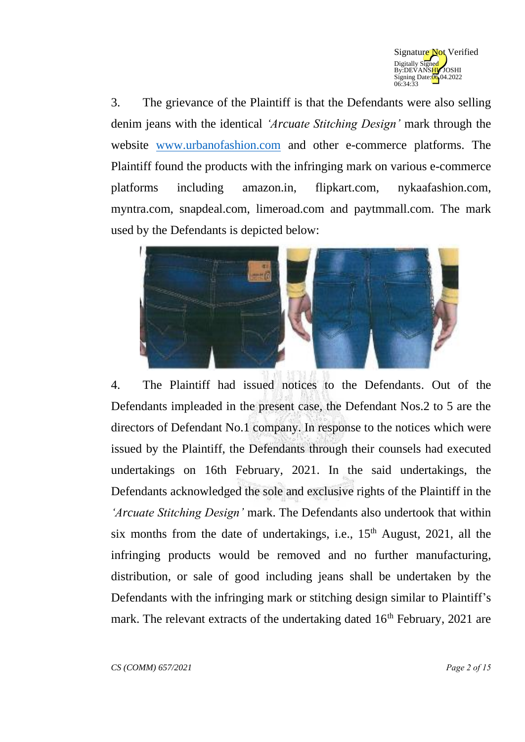3. The grievance of the Plaintiff is that the Defendants were also selling denim jeans with the identical *'Arcuate Stitching Design'* mark through the website www.urbanofashion.com and other e-commerce platforms. The Plaintiff found the products with the infringing mark on various e-commerce platforms including amazon.in, flipkart.com, nykaafashion.com, myntra.com, snapdeal.com, limeroad.com and paytmmall.com. The mark used by the Defendants is depicted below:

4. The Plaintiff had issued notices to the Defendants. Out of the Defendants impleaded in the present case, the Defendant Nos.2 to 5 are the directors of Defendant No.1 company. In response to the notices which were issued by the Plaintiff, the Defendants through their counsels had executed undertakings on 16th February, 2021. In the said undertakings, the Defendants acknowledged the sole and exclusive rights of the Plaintiff in the *'Arcuate Stitching Design'* mark. The Defendants also undertook that within six months from the date of undertakings, i.e., 15th August, 2021, all the infringing products would be removed and no further manufacturing, distribution, or sale of good including jeans shall be undertaken by the Defendants with the infringing mark or stitching design similar to Plaintiff's mark. The relevant extracts of the undertaking dated 16th February, 2021 are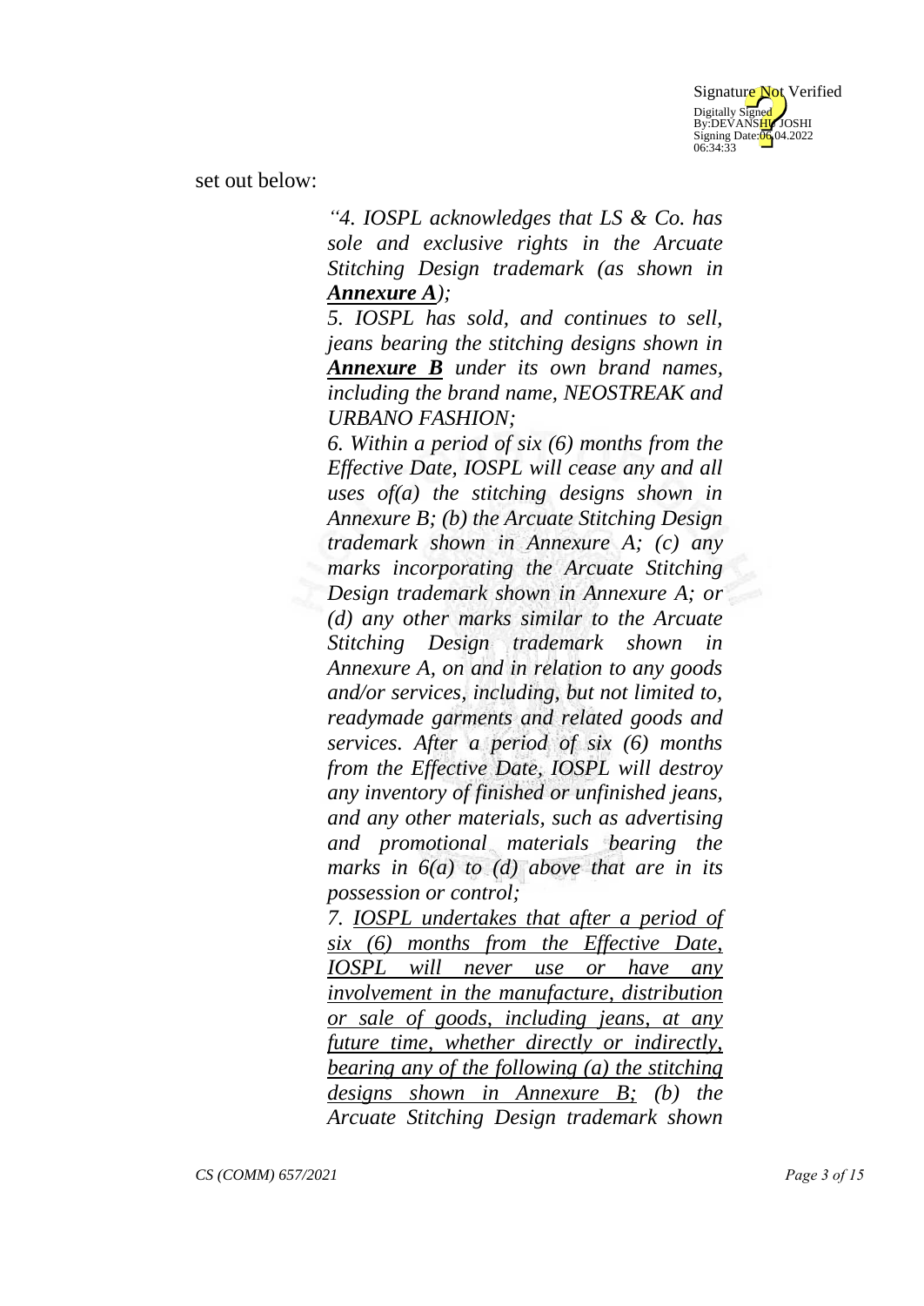set out below:

> *"4. IOSPL acknowledges that LS & Co. has sole and exclusive rights in the Arcuate Stitching Design trademark (as shown in **<u>Annexure A</u>**);*
>
> *5. IOSPL has sold, and continues to sell, jeans bearing the stitching designs shown in **<u>Annexure B</u>** under its own brand names, including the brand name, NEOSTREAK and URBANO FASHION;*
>
> *6. Within a period of six (6) months from the Effective Date, IOSPL will cease any and all uses of(a) the stitching designs shown in Annexure B; (b) the Arcuate Stitching Design trademark shown in Annexure A; (c) any marks incorporating the Arcuate Stitching Design trademark shown in Annexure A; or (d) any other marks similar to the Arcuate Stitching Design trademark shown in Annexure A, on and in relation to any goods and/or services, including, but not limited to, readymade garments and related goods and services. After a period of six (6) months from the Effective Date, IOSPL will destroy any inventory of finished or unfinished jeans, and any other materials, such as advertising and promotional materials bearing the marks in 6(a) to (d) above that are in its possession or control;*
>
> *7. <u>IOSPL undertakes that after a period of six (6) months from the Effective Date, IOSPL will never use or have any involvement in the manufacture, distribution or sale of goods, including jeans, at any future time, whether directly or indirectly, bearing any of the following (a) the stitching designs shown in Annexure B;</u> (b) the Arcuate Stitching Design trademark shown*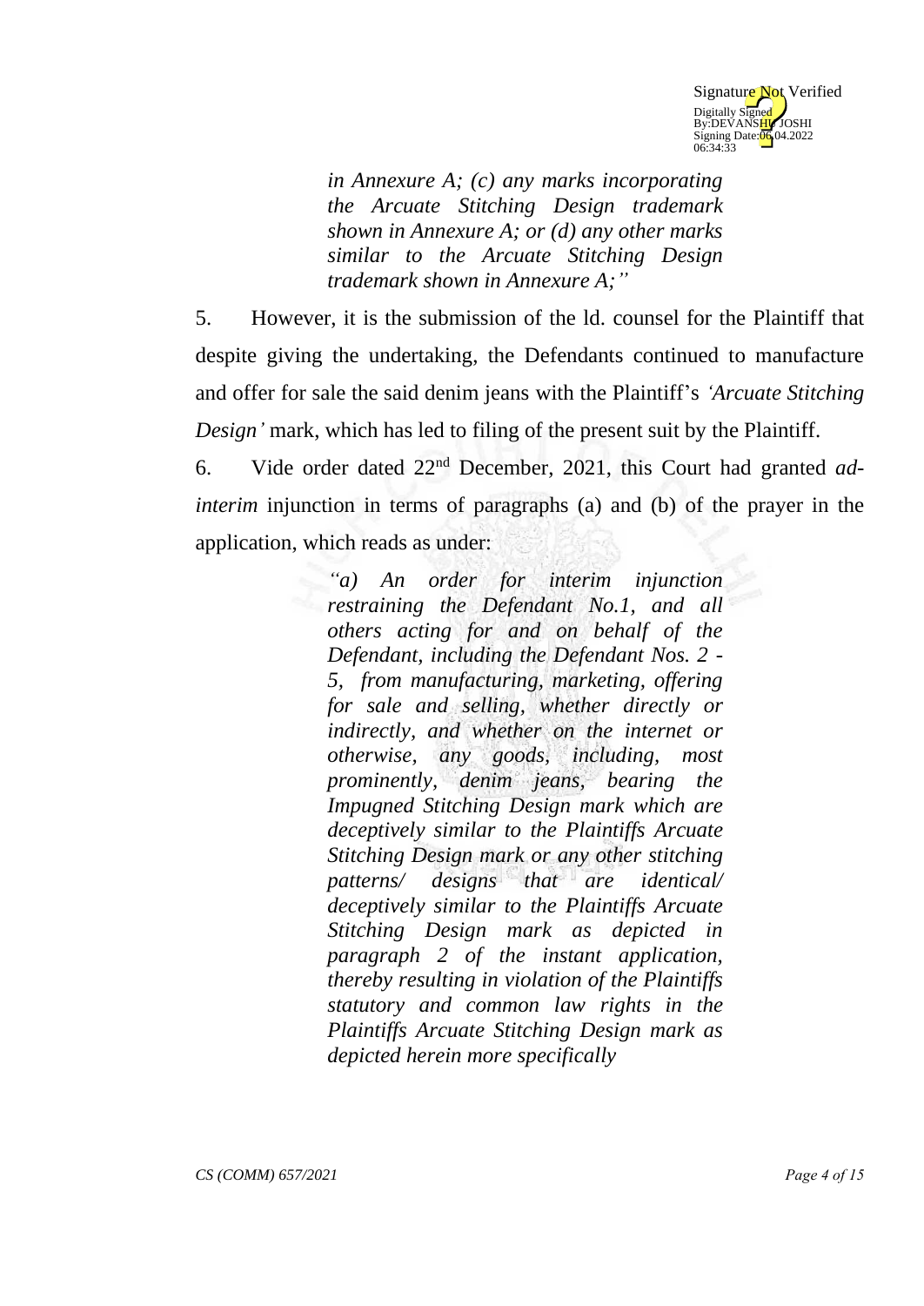*in Annexure A; (c) any marks incorporating the Arcuate Stitching Design trademark shown in Annexure A; or (d) any other marks similar to the Arcuate Stitching Design trademark shown in Annexure A;"*

5. However, it is the submission of the ld. counsel for the Plaintiff that despite giving the undertaking, the Defendants continued to manufacture and offer for sale the said denim jeans with the Plaintiff's *'Arcuate Stitching Design'* mark, which has led to filing of the present suit by the Plaintiff.

6. Vide order dated 22nd December, 2021, this Court had granted *ad-interim* injunction in terms of paragraphs (a) and (b) of the prayer in the application, which reads as under:

> *"a) An order for interim injunction restraining the Defendant No.1, and all others acting for and on behalf of the Defendant, including the Defendant Nos. 2 - 5, from manufacturing, marketing, offering for sale and selling, whether directly or indirectly, and whether on the internet or otherwise, any goods, including, most prominently, denim jeans, bearing the Impugned Stitching Design mark which are deceptively similar to the Plaintiffs Arcuate Stitching Design mark or any other stitching patterns/ designs that are identical/ deceptively similar to the Plaintiffs Arcuate Stitching Design mark as depicted in paragraph 2 of the instant application, thereby resulting in violation of the Plaintiffs statutory and common law rights in the Plaintiffs Arcuate Stitching Design mark as depicted herein more specifically*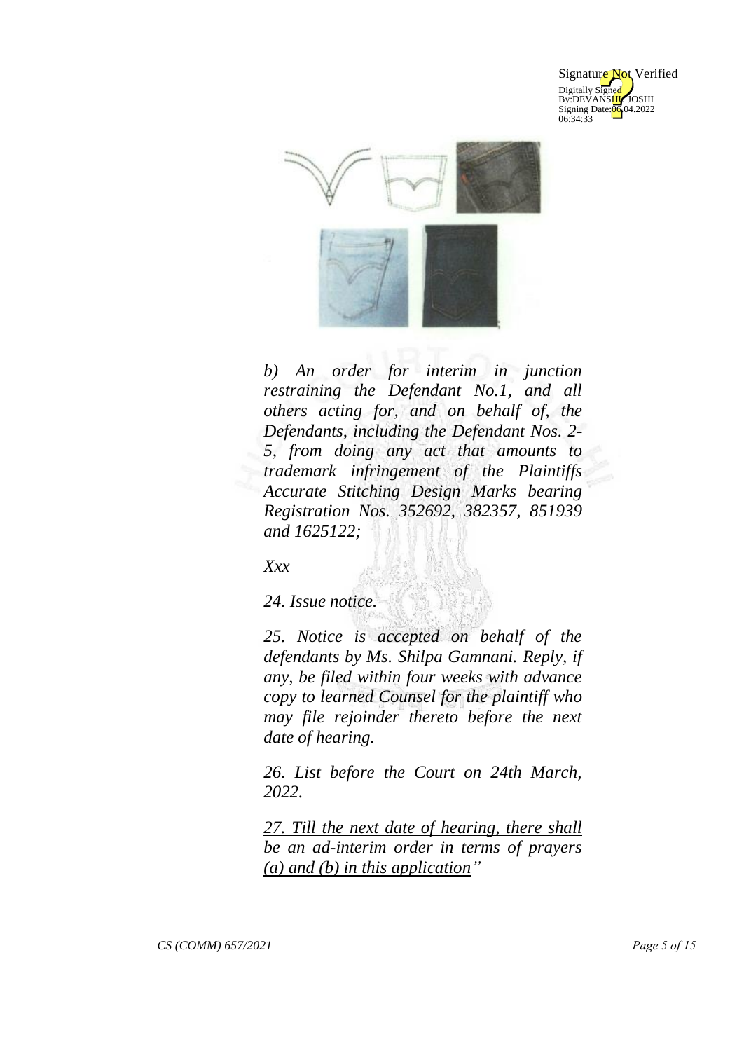*b) An order for interim in junction restraining the Defendant No.1, and all others acting for, and on behalf of, the Defendants, including the Defendant Nos. 2-5, from doing any act that amounts to trademark infringement of the Plaintiffs Accurate Stitching Design Marks bearing Registration Nos. 352692, 382357, 851939 and 1625122;*

*Xxx*

*24. Issue notice.*

*25. Notice is accepted on behalf of the defendants by Ms. Shilpa Gamnani. Reply, if any, be filed within four weeks with advance copy to learned Counsel for the plaintiff who may file rejoinder thereto before the next date of hearing.*

*26. List before the Court on 24th March, 2022.*

*<u>27. Till the next date of hearing, there shall be an ad-interim order in terms of prayers (a) and (b) in this application</u>"*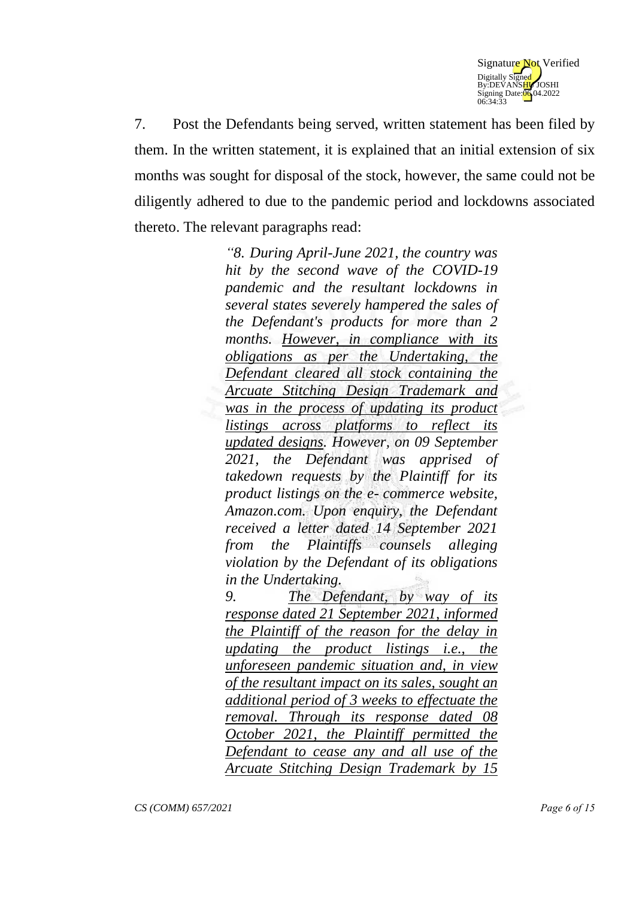7. Post the Defendants being served, written statement has been filed by them. In the written statement, it is explained that an initial extension of six months was sought for disposal of the stock, however, the same could not be diligently adhered to due to the pandemic period and lockdowns associated thereto. The relevant paragraphs read:

> *"8. During April-June 2021, the country was hit by the second wave of the COVID-19 pandemic and the resultant lockdowns in several states severely hampered the sales of the Defendant's products for more than 2 months. <u>However, in compliance with its obligations as per the Undertaking, the Defendant cleared all stock containing the Arcuate Stitching Design Trademark and was in the process of updating its product listings across platforms to reflect its updated designs</u>. However, on 09 September 2021, the Defendant was apprised of takedown requests by the Plaintiff for its product listings on the e- commerce website, Amazon.com. Upon enquiry, the Defendant received a letter dated 14 September 2021 from the Plaintiffs counsels alleging violation by the Defendant of its obligations in the Undertaking.*
>
> *9. <u>The Defendant, by way of its response dated 21 September 2021, informed the Plaintiff of the reason for the delay in updating the product listings i.e., the unforeseen pandemic situation and, in view of the resultant impact on its sales, sought an additional period of 3 weeks to effectuate the removal. Through its response dated 08 October 2021, the Plaintiff permitted the Defendant to cease any and all use of the Arcuate Stitching Design Trademark by 15</u>*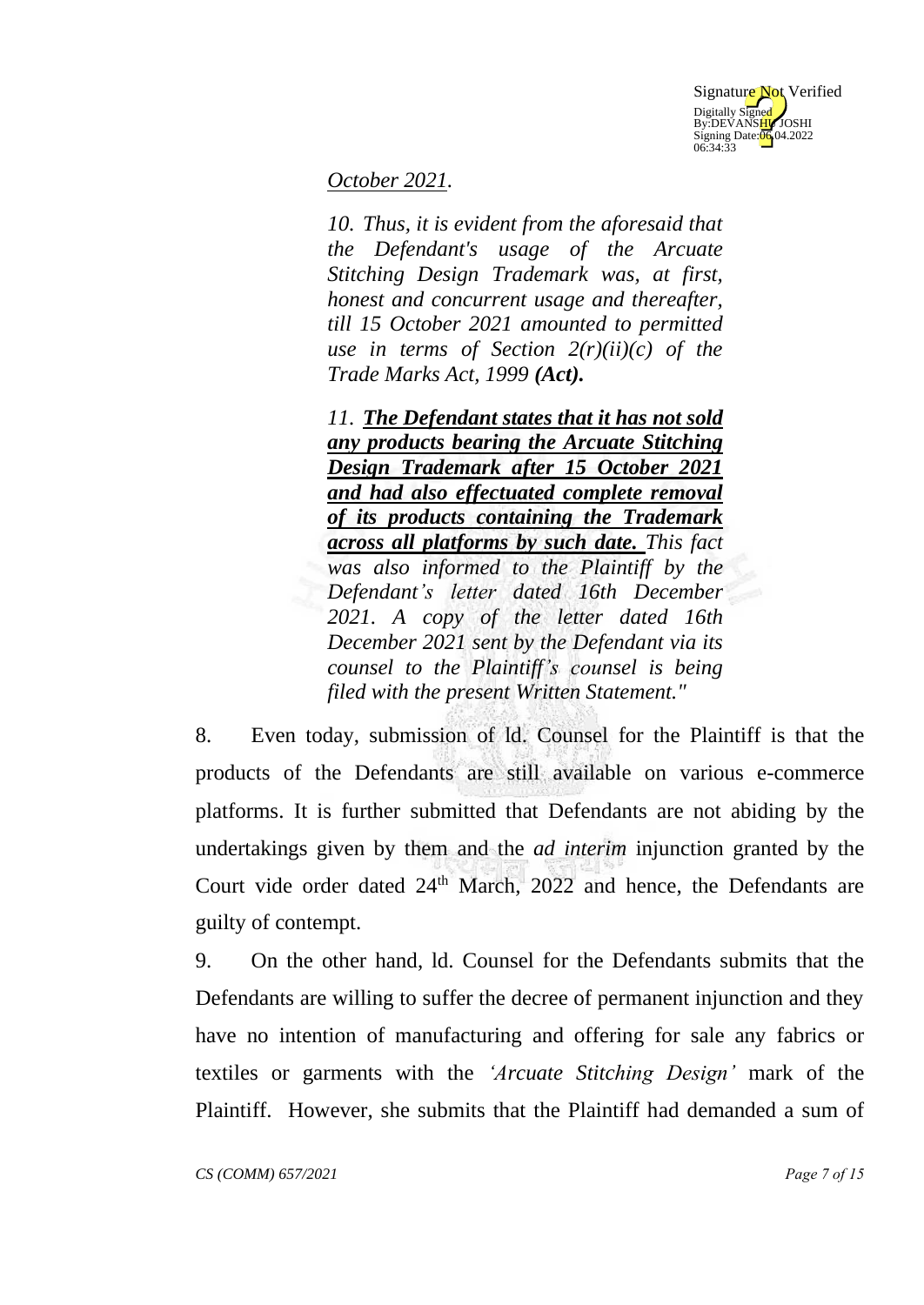*<u>October 2021</u>.*

> *10. Thus, it is evident from the aforesaid that the Defendant's usage of the Arcuate Stitching Design Trademark was, at first, honest and concurrent usage and thereafter, till 15 October 2021 amounted to permitted use in terms of Section 2(r)(ii)(c) of the Trade Marks Act, 1999* ***(Act).***
>
> *11. **<u>The Defendant states that it has not sold any products bearing the Arcuate Stitching Design Trademark after 15 October 2021 and had also effectuated complete removal of its products containing the Trademark across all platforms by such date.</u>** This fact was also informed to the Plaintiff by the Defendant's letter dated 16th December 2021. A copy of the letter dated 16th December 2021 sent by the Defendant via its counsel to the Plaintiff's counsel is being filed with the present Written Statement."*

8. Even today, submission of ld. Counsel for the Plaintiff is that the products of the Defendants are still available on various e-commerce platforms. It is further submitted that Defendants are not abiding by the undertakings given by them and the *ad interim* injunction granted by the Court vide order dated 24th March, 2022 and hence, the Defendants are guilty of contempt.

9. On the other hand, ld. Counsel for the Defendants submits that the Defendants are willing to suffer the decree of permanent injunction and they have no intention of manufacturing and offering for sale any fabrics or textiles or garments with the *'Arcuate Stitching Design'* mark of the Plaintiff. However, she submits that the Plaintiff had demanded a sum of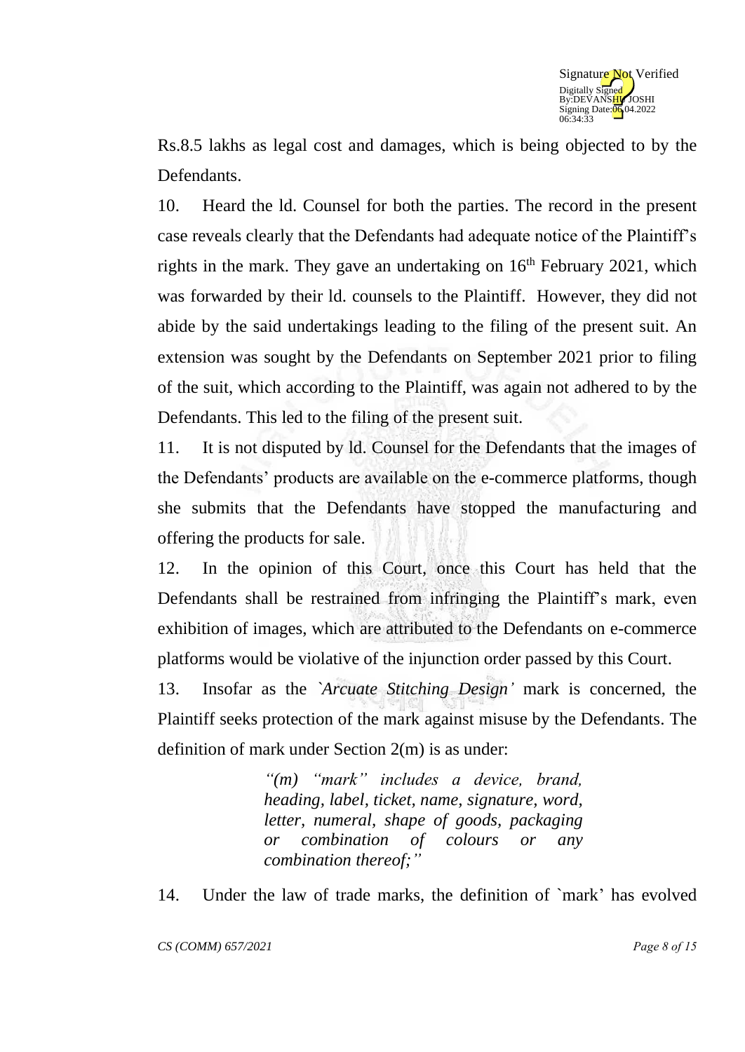Rs.8.5 lakhs as legal cost and damages, which is being objected to by the Defendants.

10. Heard the ld. Counsel for both the parties. The record in the present case reveals clearly that the Defendants had adequate notice of the Plaintiff's rights in the mark. They gave an undertaking on 16th February 2021, which was forwarded by their ld. counsels to the Plaintiff. However, they did not abide by the said undertakings leading to the filing of the present suit. An extension was sought by the Defendants on September 2021 prior to filing of the suit, which according to the Plaintiff, was again not adhered to by the Defendants. This led to the filing of the present suit.

11. It is not disputed by ld. Counsel for the Defendants that the images of the Defendants' products are available on the e-commerce platforms, though she submits that the Defendants have stopped the manufacturing and offering the products for sale.

12. In the opinion of this Court, once this Court has held that the Defendants shall be restrained from infringing the Plaintiff's mark, even exhibition of images, which are attributed to the Defendants on e-commerce platforms would be violative of the injunction order passed by this Court.

13. Insofar as the *`Arcuate Stitching Design'* mark is concerned, the Plaintiff seeks protection of the mark against misuse by the Defendants. The definition of mark under Section 2(m) is as under:

> *"(m) "mark" includes a device, brand, heading, label, ticket, name, signature, word, letter, numeral, shape of goods, packaging or combination of colours or any combination thereof;"*

14. Under the law of trade marks, the definition of `mark' has evolved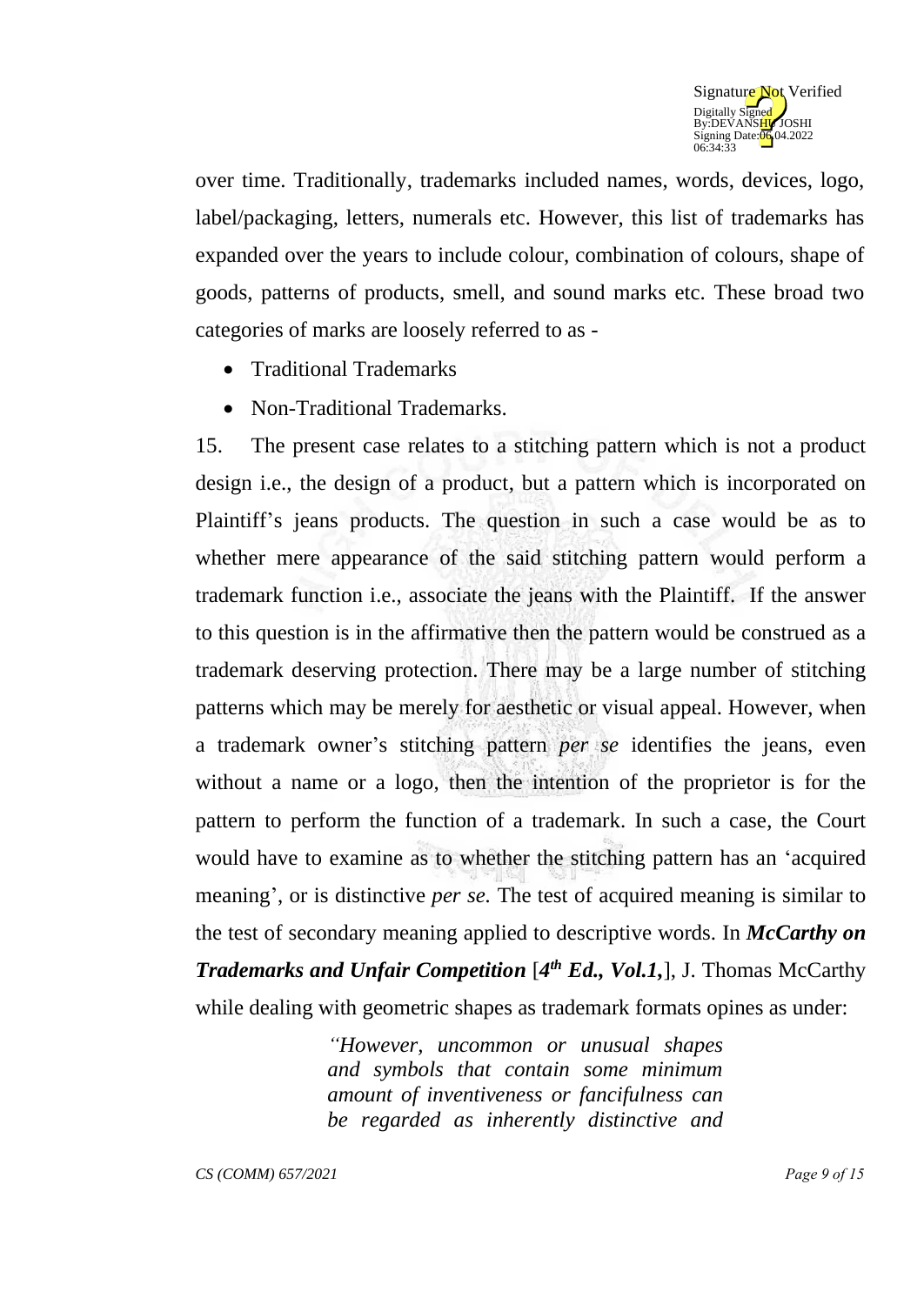over time. Traditionally, trademarks included names, words, devices, logo, label/packaging, letters, numerals etc. However, this list of trademarks has expanded over the years to include colour, combination of colours, shape of goods, patterns of products, smell, and sound marks etc. These broad two categories of marks are loosely referred to as -

- Traditional Trademarks
- Non-Traditional Trademarks.

15. The present case relates to a stitching pattern which is not a product design i.e., the design of a product, but a pattern which is incorporated on Plaintiff's jeans products. The question in such a case would be as to whether mere appearance of the said stitching pattern would perform a trademark function i.e., associate the jeans with the Plaintiff. If the answer to this question is in the affirmative then the pattern would be construed as a trademark deserving protection. There may be a large number of stitching patterns which may be merely for aesthetic or visual appeal. However, when a trademark owner's stitching pattern *per se* identifies the jeans, even without a name or a logo, then the intention of the proprietor is for the pattern to perform the function of a trademark. In such a case, the Court would have to examine as to whether the stitching pattern has an 'acquired meaning', or is distinctive *per se.* The test of acquired meaning is similar to the test of secondary meaning applied to descriptive words. In ***McCarthy on Trademarks and Unfair Competition*** [***4th Ed., Vol.1,***], J. Thomas McCarthy while dealing with geometric shapes as trademark formats opines as under:

> *"However, uncommon or unusual shapes and symbols that contain some minimum amount of inventiveness or fancifulness can be regarded as inherently distinctive and*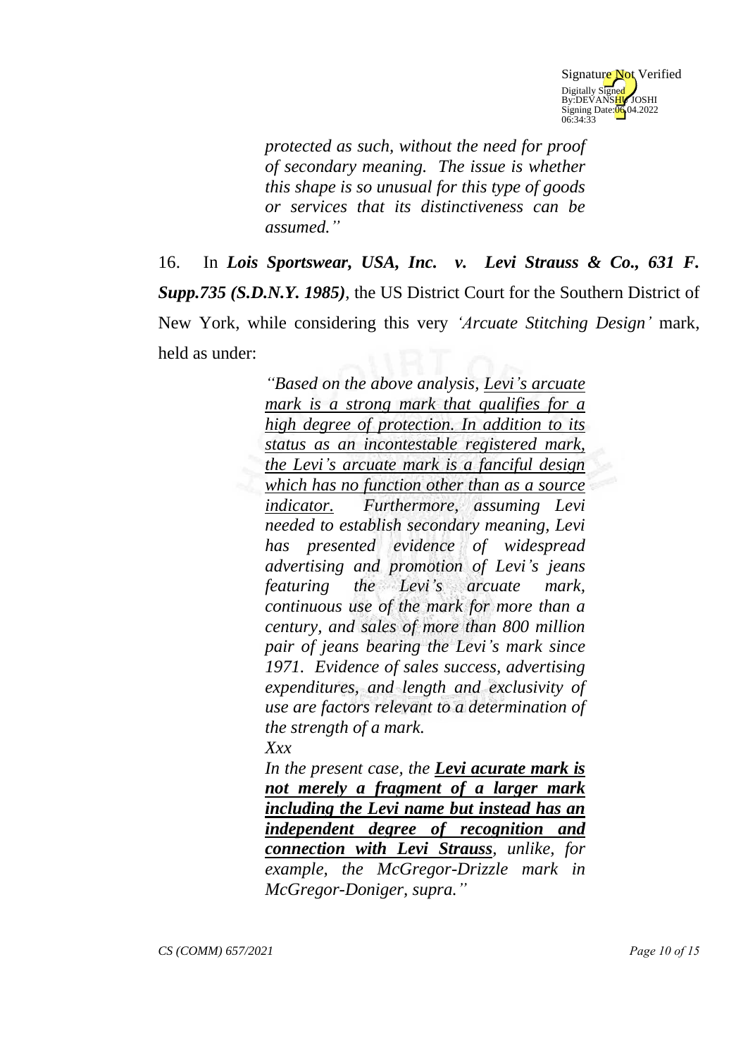> *protected as such, without the need for proof of secondary meaning. The issue is whether this shape is so unusual for this type of goods or services that its distinctiveness can be assumed."*

16. In ***Lois Sportswear, USA, Inc. v. Levi Strauss & Co., 631 F. Supp.735 (S.D.N.Y. 1985)***, the US District Court for the Southern District of New York, while considering this very *'Arcuate Stitching Design'* mark, held as under:

> *"Based on the above analysis, <u>Levi's arcuate mark is a strong mark that qualifies for a high degree of protection. In addition to its status as an incontestable registered mark, the Levi's arcuate mark is a fanciful design which has no function other than as a source indicator.</u> Furthermore, assuming Levi needed to establish secondary meaning, Levi has presented evidence of widespread advertising and promotion of Levi's jeans featuring the Levi's arcuate mark, continuous use of the mark for more than a century, and sales of more than 800 million pair of jeans bearing the Levi's mark since 1971. Evidence of sales success, advertising expenditures, and length and exclusivity of use are factors relevant to a determination of the strength of a mark.*
>
> *Xxx*
>
> *In the present case, the **<u>Levi acurate mark is not merely a fragment of a larger mark including the Levi name but instead has an independent degree of recognition and connection with Levi Strauss</u>**, unlike, for example, the McGregor-Drizzle mark in McGregor-Doniger, supra."*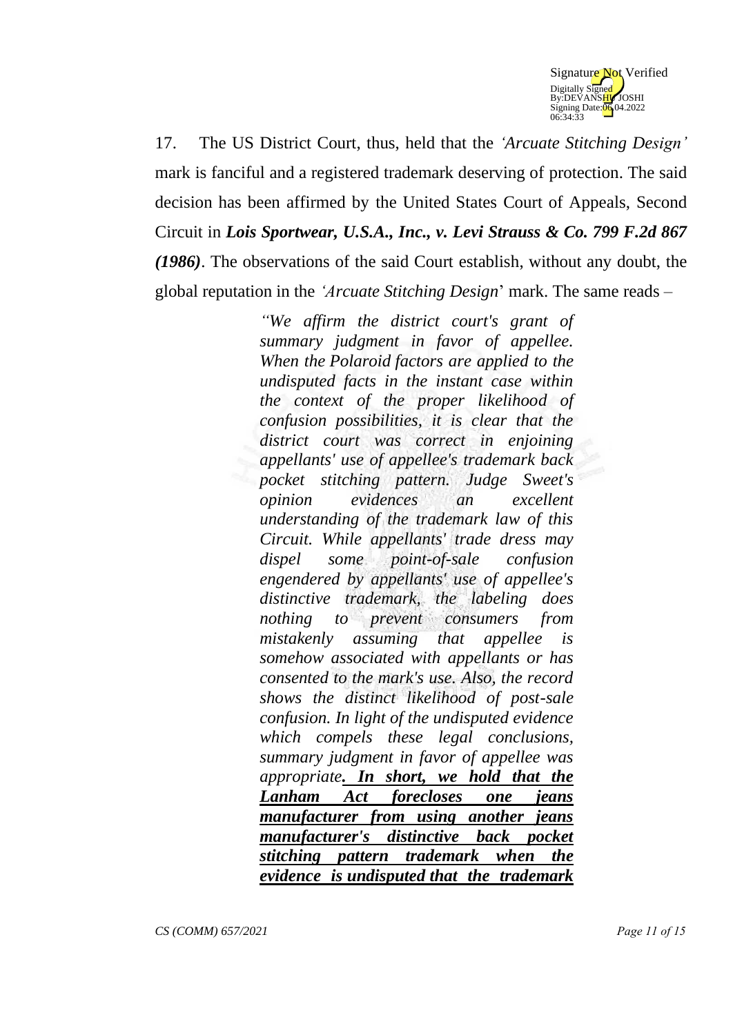17. The US District Court, thus, held that the *'Arcuate Stitching Design'* mark is fanciful and a registered trademark deserving of protection. The said decision has been affirmed by the United States Court of Appeals, Second Circuit in ***Lois Sportwear, U.S.A., Inc., v. Levi Strauss & Co. 799 F.2d 867 (1986)***. The observations of the said Court establish, without any doubt, the global reputation in the *'Arcuate Stitching Design'* mark. The same reads –

> *"We affirm the district court's grant of summary judgment in favor of appellee. When the Polaroid factors are applied to the undisputed facts in the instant case within the context of the proper likelihood of confusion possibilities, it is clear that the district court was correct in enjoining appellants' use of appellee's trademark back pocket stitching pattern. Judge Sweet's opinion evidences an excellent understanding of the trademark law of this Circuit. While appellants' trade dress may dispel some point-of-sale confusion engendered by appellants' use of appellee's distinctive trademark, the labeling does nothing to prevent consumers from mistakenly assuming that appellee is somehow associated with appellants or has consented to the mark's use. Also, the record shows the distinct likelihood of post-sale confusion. In light of the undisputed evidence which compels these legal conclusions, summary judgment in favor of appellee was appropriate**. <u>In short, we hold that the Lanham Act forecloses one jeans manufacturer from using another jeans manufacturer's distinctive back pocket stitching pattern trademark when the evidence is undisputed that the trademark</u>***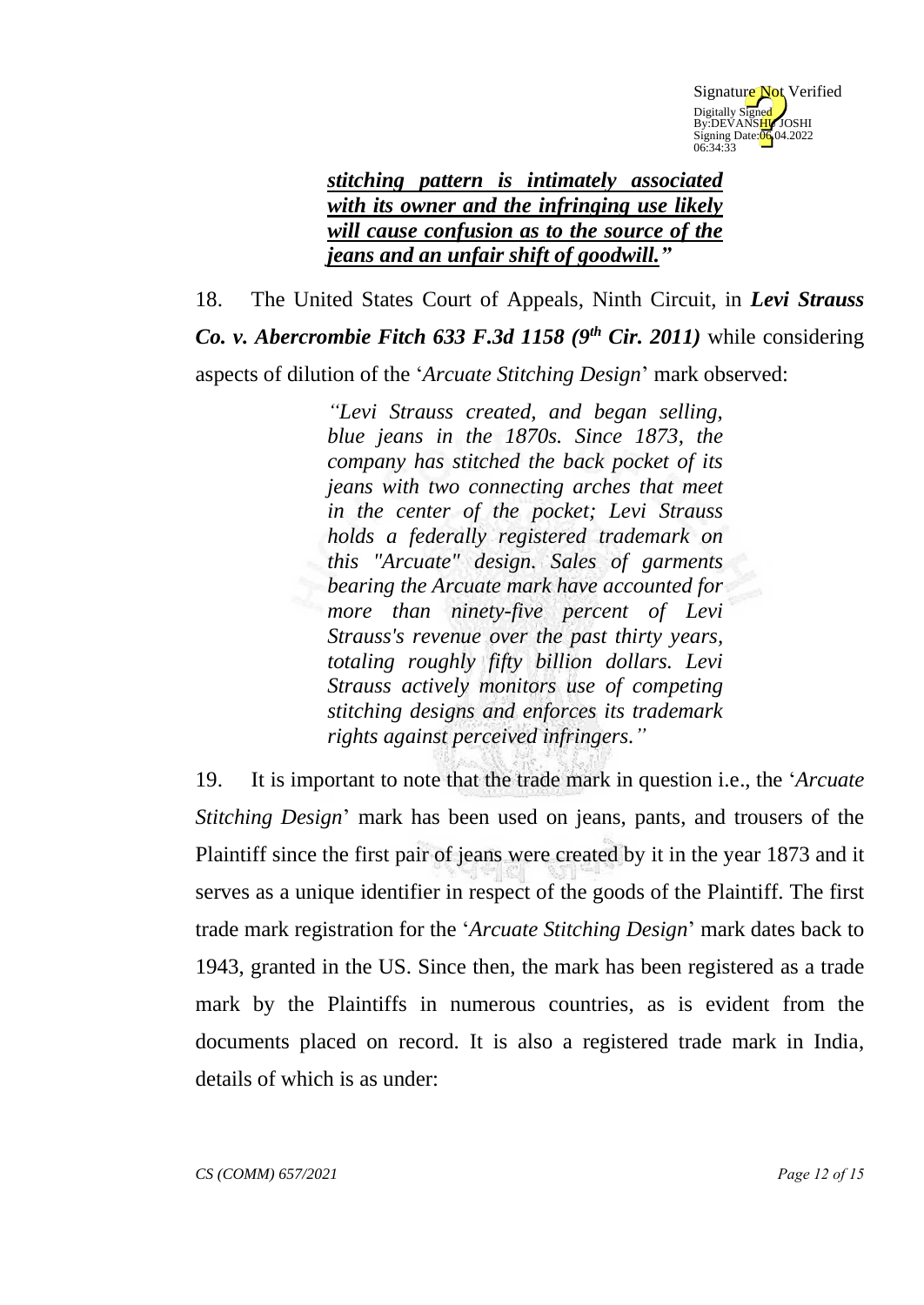> ***stitching pattern is intimately associated with its owner and the infringing use likely will cause confusion as to the source of the jeans and an unfair shift of goodwill."***

18. The United States Court of Appeals, Ninth Circuit, in ***Levi Strauss Co. v. Abercrombie Fitch 633 F.3d 1158 (9th Cir. 2011)*** while considering aspects of dilution of the '*Arcuate Stitching Design*' mark observed:

> *"Levi Strauss created, and began selling, blue jeans in the 1870s. Since 1873, the company has stitched the back pocket of its jeans with two connecting arches that meet in the center of the pocket; Levi Strauss holds a federally registered trademark on this "Arcuate" design. Sales of garments bearing the Arcuate mark have accounted for more than ninety-five percent of Levi Strauss's revenue over the past thirty years, totaling roughly fifty billion dollars. Levi Strauss actively monitors use of competing stitching designs and enforces its trademark rights against perceived infringers."*

19. It is important to note that the trade mark in question i.e., the '*Arcuate Stitching Design*' mark has been used on jeans, pants, and trousers of the Plaintiff since the first pair of jeans were created by it in the year 1873 and it serves as a unique identifier in respect of the goods of the Plaintiff. The first trade mark registration for the '*Arcuate Stitching Design*' mark dates back to 1943, granted in the US. Since then, the mark has been registered as a trade mark by the Plaintiffs in numerous countries, as is evident from the documents placed on record. It is also a registered trade mark in India, details of which is as under: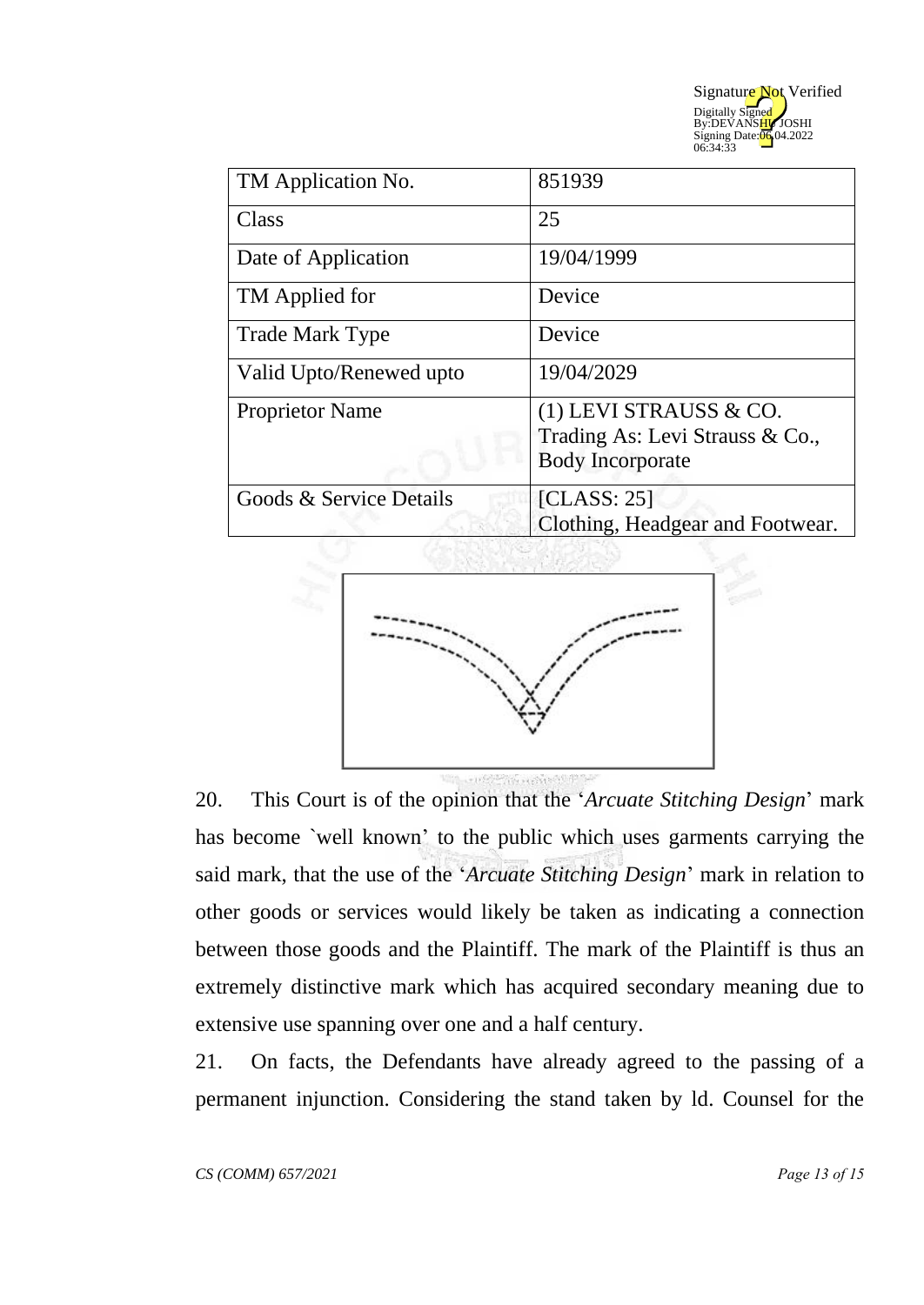| TM Application No. | 851939 |
|---|---|
| Class | 25 |
| Date of Application | 19/04/1999 |
| TM Applied for | Device |
| Trade Mark Type | Device |
| Valid Upto/Renewed upto | 19/04/2029 |
| Proprietor Name | (1) LEVI STRAUSS & CO. Trading As: Levi Strauss & Co., Body Incorporate |
| Goods & Service Details | [CLASS: 25] Clothing, Headgear and Footwear. |

20. This Court is of the opinion that the '*Arcuate Stitching Design*' mark has become `well known' to the public which uses garments carrying the said mark, that the use of the '*Arcuate Stitching Design*' mark in relation to other goods or services would likely be taken as indicating a connection between those goods and the Plaintiff. The mark of the Plaintiff is thus an extremely distinctive mark which has acquired secondary meaning due to extensive use spanning over one and a half century.

21. On facts, the Defendants have already agreed to the passing of a permanent injunction. Considering the stand taken by ld. Counsel for the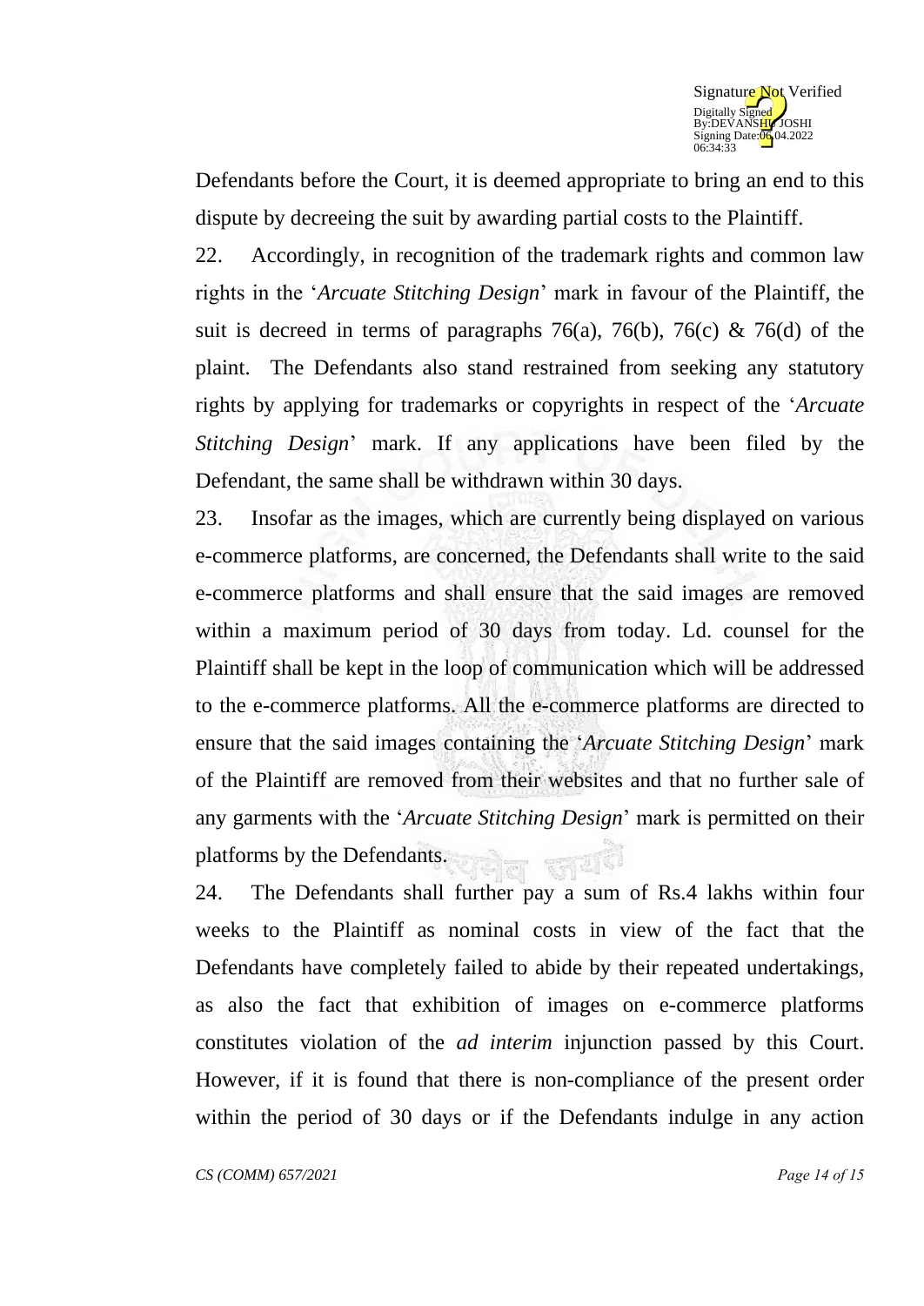Defendants before the Court, it is deemed appropriate to bring an end to this dispute by decreeing the suit by awarding partial costs to the Plaintiff.

22. Accordingly, in recognition of the trademark rights and common law rights in the '*Arcuate Stitching Design*' mark in favour of the Plaintiff, the suit is decreed in terms of paragraphs 76(a), 76(b), 76(c) & 76(d) of the plaint. The Defendants also stand restrained from seeking any statutory rights by applying for trademarks or copyrights in respect of the '*Arcuate Stitching Design*' mark. If any applications have been filed by the Defendant, the same shall be withdrawn within 30 days.

23. Insofar as the images, which are currently being displayed on various e-commerce platforms, are concerned, the Defendants shall write to the said e-commerce platforms and shall ensure that the said images are removed within a maximum period of 30 days from today. Ld. counsel for the Plaintiff shall be kept in the loop of communication which will be addressed to the e-commerce platforms. All the e-commerce platforms are directed to ensure that the said images containing the '*Arcuate Stitching Design*' mark of the Plaintiff are removed from their websites and that no further sale of any garments with the '*Arcuate Stitching Design*' mark is permitted on their platforms by the Defendants.

24. The Defendants shall further pay a sum of Rs.4 lakhs within four weeks to the Plaintiff as nominal costs in view of the fact that the Defendants have completely failed to abide by their repeated undertakings, as also the fact that exhibition of images on e-commerce platforms constitutes violation of the *ad interim* injunction passed by this Court. However, if it is found that there is non-compliance of the present order within the period of 30 days or if the Defendants indulge in any action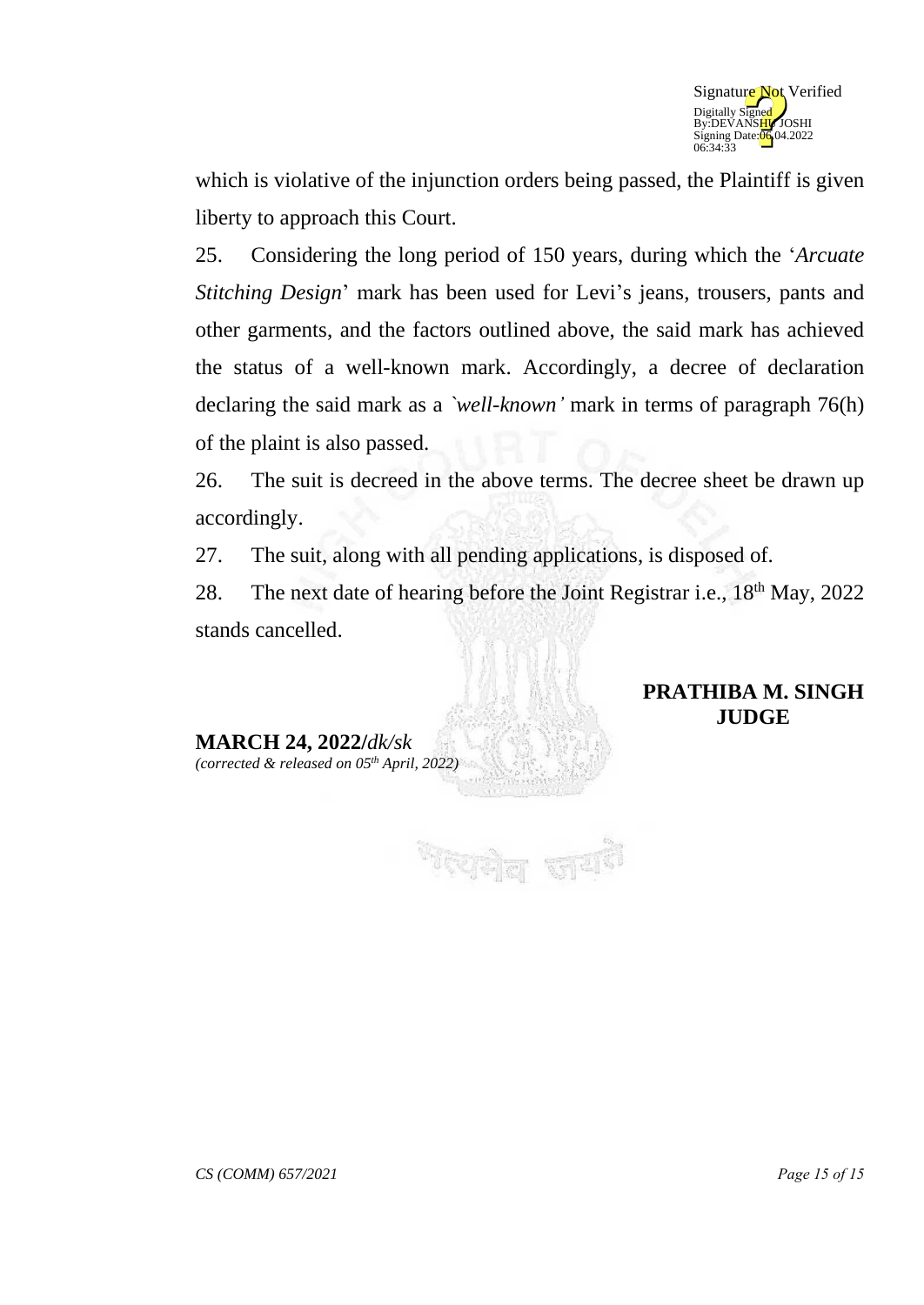which is violative of the injunction orders being passed, the Plaintiff is given liberty to approach this Court.

25. Considering the long period of 150 years, during which the '*Arcuate Stitching Design*' mark has been used for Levi's jeans, trousers, pants and other garments, and the factors outlined above, the said mark has achieved the status of a well-known mark. Accordingly, a decree of declaration declaring the said mark as a *`well-known'* mark in terms of paragraph 76(h) of the plaint is also passed.

26. The suit is decreed in the above terms. The decree sheet be drawn up accordingly.

27. The suit, along with all pending applications, is disposed of.

28. The next date of hearing before the Joint Registrar i.e., 18th May, 2022 stands cancelled.

**PRATHIBA M. SINGH**
**JUDGE**

**MARCH 24, 2022**/*dk/sk*
*(corrected & released on 05th April, 2022)*